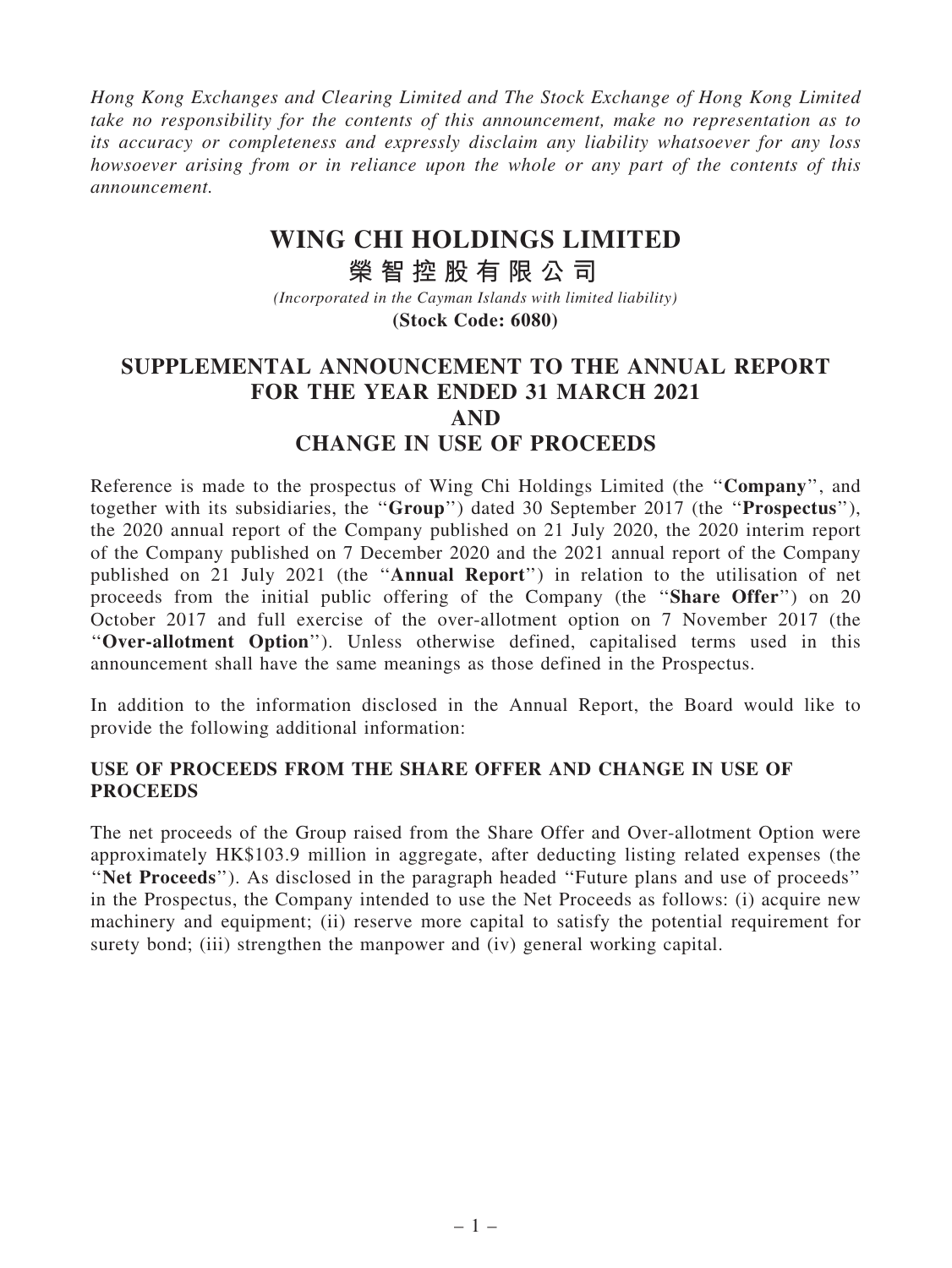*Hong Kong Exchanges and Clearing Limited and The Stock Exchange of Hong Kong Limited take no responsibility for the contents of this announcement, make no representation as to its accuracy or completeness and expressly disclaim any liability whatsoever for any loss howsoever arising from or in reliance upon the whole or any part of the contents of this announcement.*

# WING CHI HOLDINGS LIMITED

# 榮智控股有限公司

*(Incorporated in the Cayman Islands with limited liability)*

**(Stock Code: 6080)**

## SUPPLEMENTAL ANNOUNCEMENT TO THE ANNUAL REPORT FOR THE YEAR ENDED 31 MARCH 2021 AND CHANGE IN USE OF PROCEEDS

Reference is made to the prospectus of Wing Chi Holdings Limited (the "**Company**", and together with its subsidiaries, the "**Group**") dated 30 September 2017 (the "**Prospectus**"), the 2020 annual report of the Company published on 21 July 2020, the 2020 interim report of the Company published on 7 December 2020 and the 2021 annual report of the Company published on 21 July 2021 (the "**Annual Report**") in relation to the utilisation of net proceeds from the initial public offering of the Company (the "**Share Offer**") on 20 October 2017 and full exercise of the over-allotment option on 7 November 2017 (the "**Over-allotment Option**"). Unless otherwise defined, capitalised terms used in this announcement shall have the same meanings as those defined in the Prospectus.

In addition to the information disclosed in the Annual Report, the Board would like to provide the following additional information:

### USE OF PROCEEDS FROM THE SHARE OFFER AND CHANGE IN USE OF PROCEEDS

The net proceeds of the Group raised from the Share Offer and Over-allotment Option were approximately HK$103.9 million in aggregate, after deducting listing related expenses (the "**Net Proceeds**"). As disclosed in the paragraph headed "Future plans and use of proceeds" in the Prospectus, the Company intended to use the Net Proceeds as follows: (i) acquire new machinery and equipment; (ii) reserve more capital to satisfy the potential requirement for surety bond; (iii) strengthen the manpower and (iv) general working capital.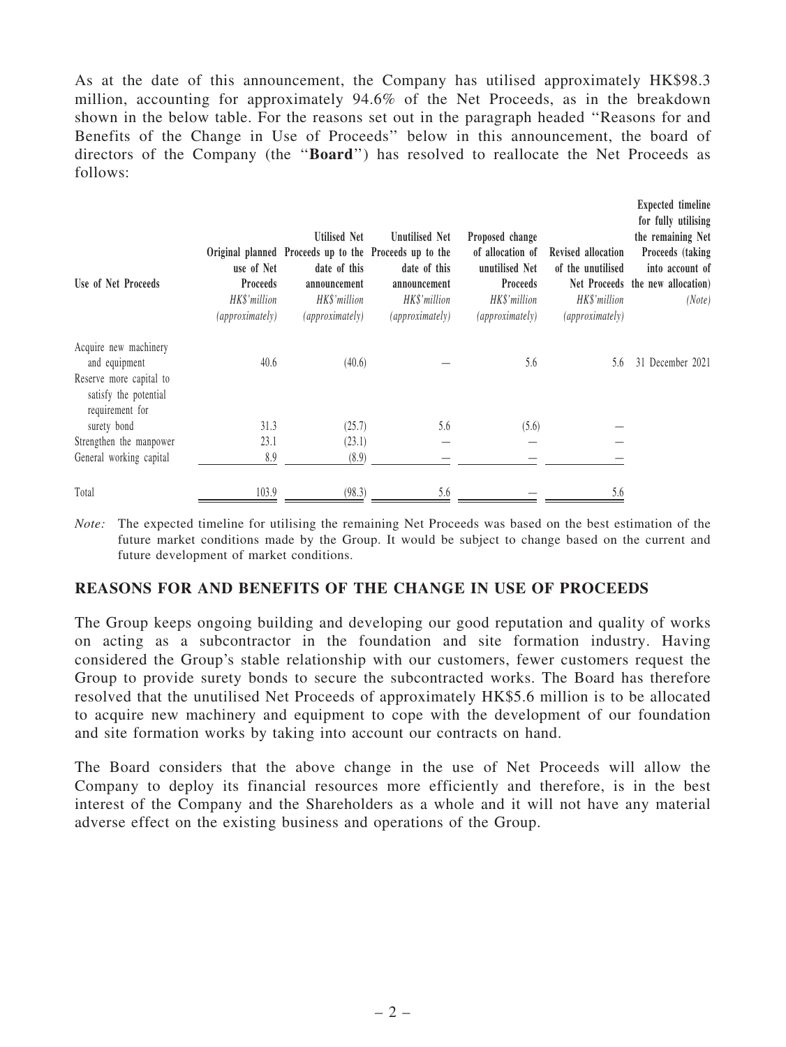As at the date of this announcement, the Company has utilised approximately HK$98.3 million, accounting for approximately 94.6% of the Net Proceeds, as in the breakdown shown in the below table. For the reasons set out in the paragraph headed "Reasons for and Benefits of the Change in Use of Proceeds" below in this announcement, the board of directors of the Company (the "**Board**") has resolved to reallocate the Net Proceeds as follows:

| Use of Net Proceeds | Original planned use of Net Proceeds *HK$'million (approximately)* | Utilised Net Proceeds up to the date of this announcement *HK$'million (approximately)* | Unutilised Net Proceeds up to the date of this announcement *HK$'million (approximately)* | Proposed change of allocation of unutilised Net Proceeds *HK$'million (approximately)* | Revised allocation of the unutilised Net Proceeds *HK$'million (approximately)* | Expected timeline for fully utilising the remaining Net Proceeds (taking into account of the new allocation) *(Note)* |
|---|---|---|---|---|---|---|
| Acquire new machinery and equipment | 40.6 | (40.6) | — | 5.6 | 5.6 | 31 December 2021 |
| Reserve more capital to satisfy the potential requirement for surety bond | 31.3 | (25.7) | 5.6 | (5.6) | — | |
| Strengthen the manpower | 23.1 | (23.1) | — | — | — | |
| General working capital | 8.9 | (8.9) | — | — | — | |
| Total | 103.9 | (98.3) | 5.6 | — | 5.6 | |

*Note:* The expected timeline for utilising the remaining Net Proceeds was based on the best estimation of the future market conditions made by the Group. It would be subject to change based on the current and future development of market conditions.

## REASONS FOR AND BENEFITS OF THE CHANGE IN USE OF PROCEEDS

The Group keeps ongoing building and developing our good reputation and quality of works on acting as a subcontractor in the foundation and site formation industry. Having considered the Group's stable relationship with our customers, fewer customers request the Group to provide surety bonds to secure the subcontracted works. The Board has therefore resolved that the unutilised Net Proceeds of approximately HK$5.6 million is to be allocated to acquire new machinery and equipment to cope with the development of our foundation and site formation works by taking into account our contracts on hand.

The Board considers that the above change in the use of Net Proceeds will allow the Company to deploy its financial resources more efficiently and therefore, is in the best interest of the Company and the Shareholders as a whole and it will not have any material adverse effect on the existing business and operations of the Group.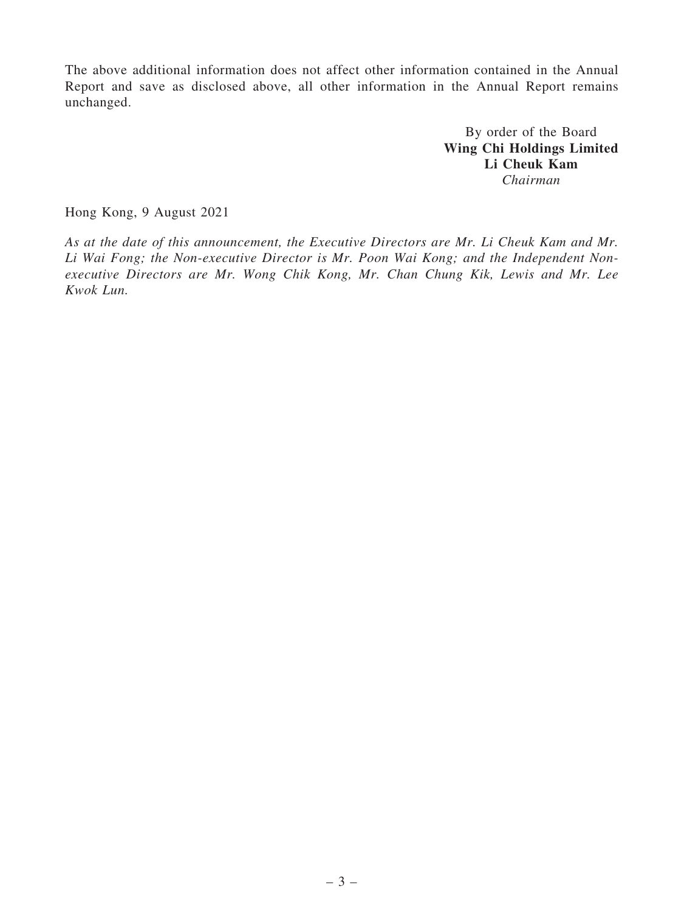The above additional information does not affect other information contained in the Annual Report and save as disclosed above, all other information in the Annual Report remains unchanged.

By order of the Board
**Wing Chi Holdings Limited**
**Li Cheuk Kam**
*Chairman*

Hong Kong, 9 August 2021

*As at the date of this announcement, the Executive Directors are Mr. Li Cheuk Kam and Mr. Li Wai Fong; the Non-executive Director is Mr. Poon Wai Kong; and the Independent Non-executive Directors are Mr. Wong Chik Kong, Mr. Chan Chung Kik, Lewis and Mr. Lee Kwok Lun.*